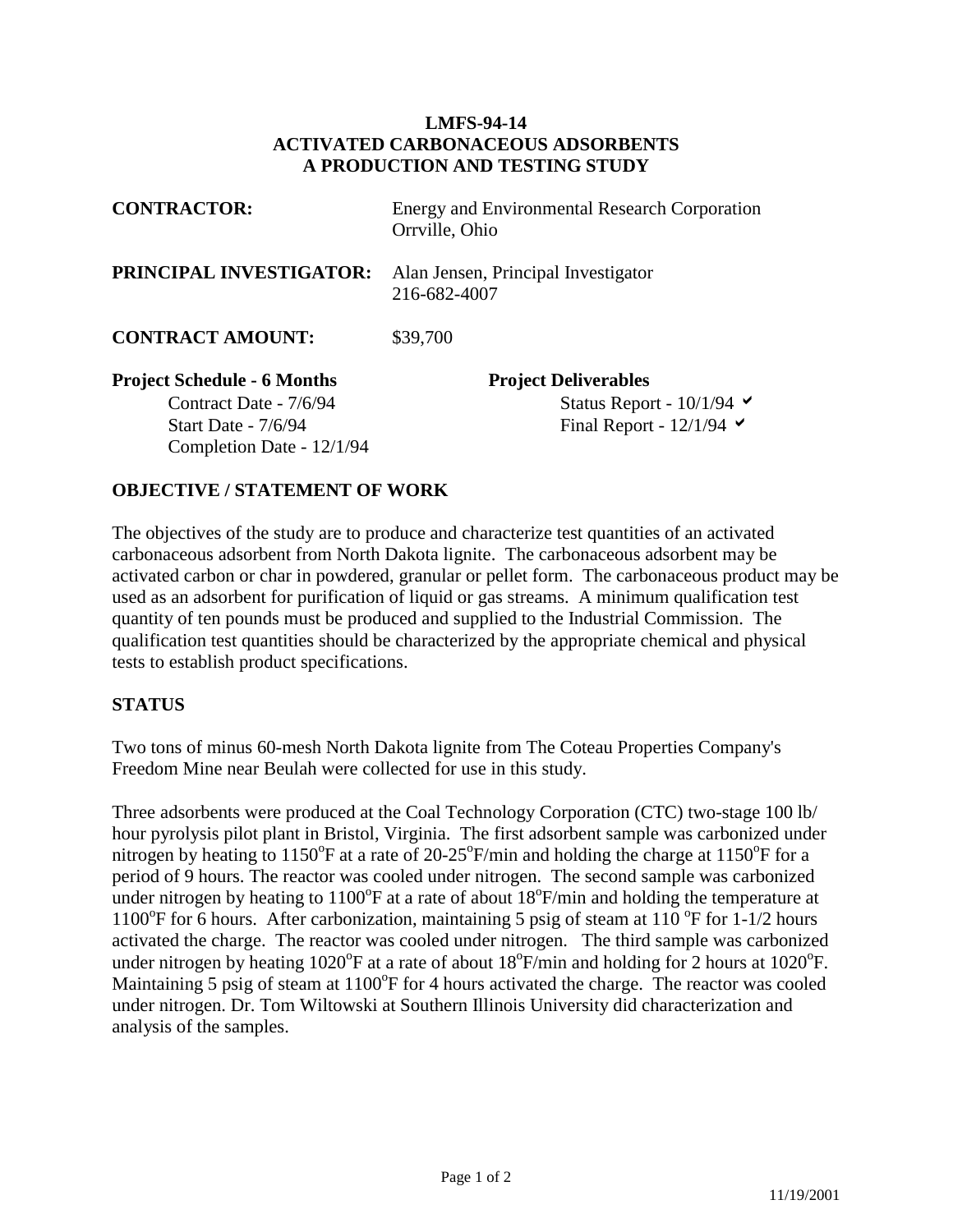# LMFS-94-14
# ACTIVATED CARBONACEOUS ADSORBENTS
# A PRODUCTION AND TESTING STUDY

**CONTRACTOR:** Energy and Environmental Research Corporation
Orrville, Ohio

**PRINCIPAL INVESTIGATOR:** Alan Jensen, Principal Investigator
216-682-4007

**CONTRACT AMOUNT:** $39,700

**Project Schedule - 6 Months**
- Contract Date - 7/6/94
- Start Date - 7/6/94
- Completion Date - 12/1/94

**Project Deliverables**
- Status Report - 10/1/94 ✓
- Final Report - 12/1/94 ✓

## OBJECTIVE / STATEMENT OF WORK

The objectives of the study are to produce and characterize test quantities of an activated carbonaceous adsorbent from North Dakota lignite. The carbonaceous adsorbent may be activated carbon or char in powdered, granular or pellet form. The carbonaceous product may be used as an adsorbent for purification of liquid or gas streams. A minimum qualification test quantity of ten pounds must be produced and supplied to the Industrial Commission. The qualification test quantities should be characterized by the appropriate chemical and physical tests to establish product specifications.

## STATUS

Two tons of minus 60-mesh North Dakota lignite from The Coteau Properties Company's Freedom Mine near Beulah were collected for use in this study.

Three adsorbents were produced at the Coal Technology Corporation (CTC) two-stage 100 lb/hour pyrolysis pilot plant in Bristol, Virginia. The first adsorbent sample was carbonized under nitrogen by heating to 1150°F at a rate of 20-25°F/min and holding the charge at 1150°F for a period of 9 hours. The reactor was cooled under nitrogen. The second sample was carbonized under nitrogen by heating to 1100°F at a rate of about 18°F/min and holding the temperature at 1100°F for 6 hours. After carbonization, maintaining 5 psig of steam at 110 °F for 1-1/2 hours activated the charge. The reactor was cooled under nitrogen. The third sample was carbonized under nitrogen by heating 1020°F at a rate of about 18°F/min and holding for 2 hours at 1020°F. Maintaining 5 psig of steam at 1100°F for 4 hours activated the charge. The reactor was cooled under nitrogen. Dr. Tom Wiltowski at Southern Illinois University did characterization and analysis of the samples.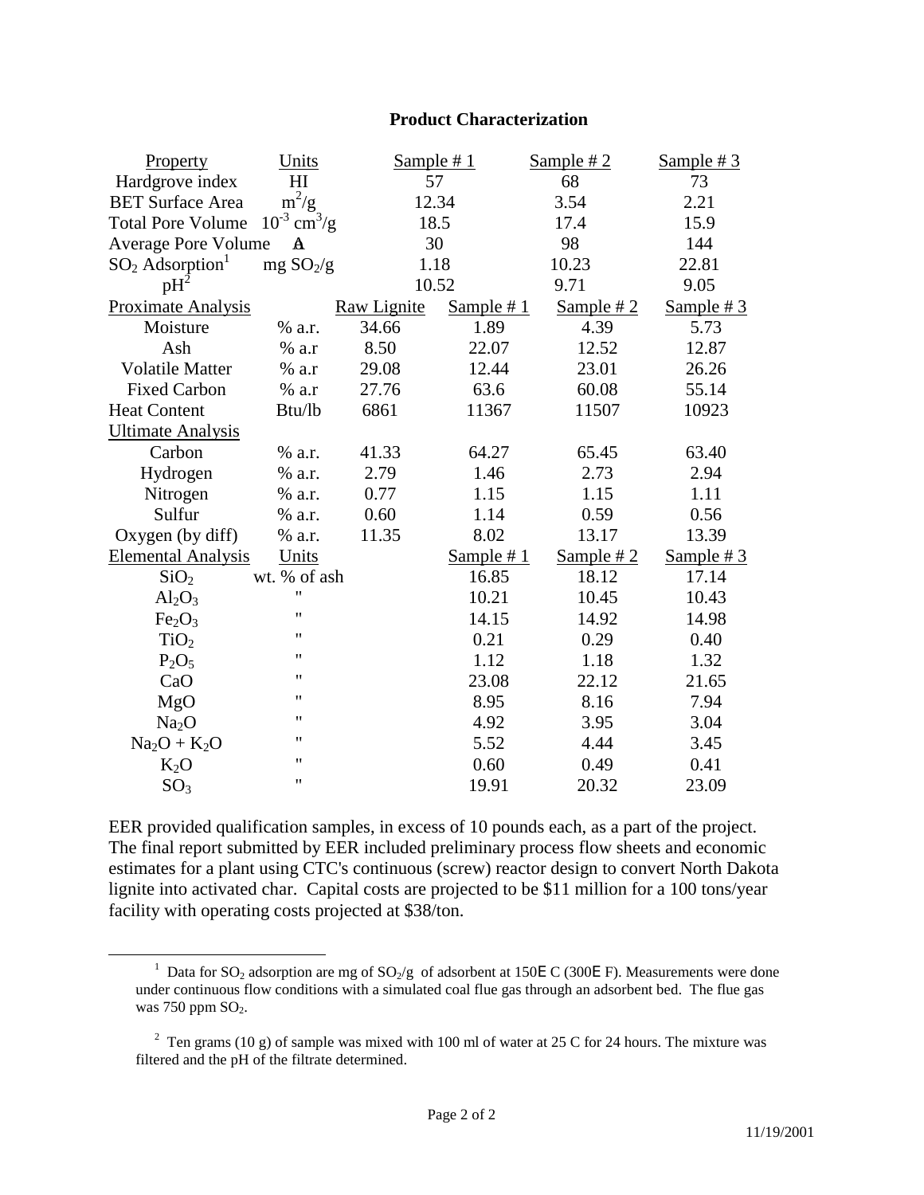### Product Characterization

| Property | Units | Raw Lignite | Sample # 1 | Sample # 2 | Sample # 3 |
|---|---|---|---|---|---|
| Hardgrove index | HI | | 57 | 68 | 73 |
| BET Surface Area | $m^2/g$ | | 12.34 | 3.54 | 2.21 |
| Total Pore Volume | $10^{-3}$ $cm^3/g$ | | 18.5 | 17.4 | 15.9 |
| Average Pore Volume | Å | | 30 | 98 | 144 |
| $SO_2$ Adsorption[1] | mg $SO_2/g$ | | 1.18 | 10.23 | 22.81 |
| pH[2] | | | 10.52 | 9.71 | 9.05 |
| Proximate Analysis | | Raw Lignite | Sample # 1 | Sample # 2 | Sample # 3 |
| Moisture | % a.r. | 34.66 | 1.89 | 4.39 | 5.73 |
| Ash | % a.r | 8.50 | 22.07 | 12.52 | 12.87 |
| Volatile Matter | % a.r | 29.08 | 12.44 | 23.01 | 26.26 |
| Fixed Carbon | % a.r | 27.76 | 63.6 | 60.08 | 55.14 |
| Heat Content | Btu/lb | 6861 | 11367 | 11507 | 10923 |
| Ultimate Analysis | | | | | |
| Carbon | % a.r. | 41.33 | 64.27 | 65.45 | 63.40 |
| Hydrogen | % a.r. | 2.79 | 1.46 | 2.73 | 2.94 |
| Nitrogen | % a.r. | 0.77 | 1.15 | 1.15 | 1.11 |
| Sulfur | % a.r. | 0.60 | 1.14 | 0.59 | 0.56 |
| Oxygen (by diff) | % a.r. | 11.35 | 8.02 | 13.17 | 13.39 |
| Elemental Analysis | Units | | Sample # 1 | Sample # 2 | Sample # 3 |
| $SiO_2$ | wt. % of ash | | 16.85 | 18.12 | 17.14 |
| $Al_2O_3$ | " | | 10.21 | 10.45 | 10.43 |
| $Fe_2O_3$ | " | | 14.15 | 14.92 | 14.98 |
| $TiO_2$ | " | | 0.21 | 0.29 | 0.40 |
| $P_2O_5$ | " | | 1.12 | 1.18 | 1.32 |
| CaO | " | | 23.08 | 22.12 | 21.65 |
| MgO | " | | 8.95 | 8.16 | 7.94 |
| $Na_2O$ | " | | 4.92 | 3.95 | 3.04 |
| $Na_2O + K_2O$ | " | | 5.52 | 4.44 | 3.45 |
| $K_2O$ | " | | 0.60 | 0.49 | 0.41 |
| $SO_3$ | " | | 19.91 | 20.32 | 23.09 |

EER provided qualification samples, in excess of 10 pounds each, as a part of the project. The final report submitted by EER included preliminary process flow sheets and economic estimates for a plant using CTC's continuous (screw) reactor design to convert North Dakota lignite into activated char. Capital costs are projected to be $11 million for a 100 tons/year facility with operating costs projected at $38/ton.

[1] Data for $SO_2$ adsorption are mg of $SO_2/g$ of adsorbent at 150° C (300° F). Measurements were done under continuous flow conditions with a simulated coal flue gas through an adsorbent bed. The flue gas was 750 ppm $SO_2$.

[2] Ten grams (10 g) of sample was mixed with 100 ml of water at 25 C for 24 hours. The mixture was filtered and the pH of the filtrate determined.

11/19/2001